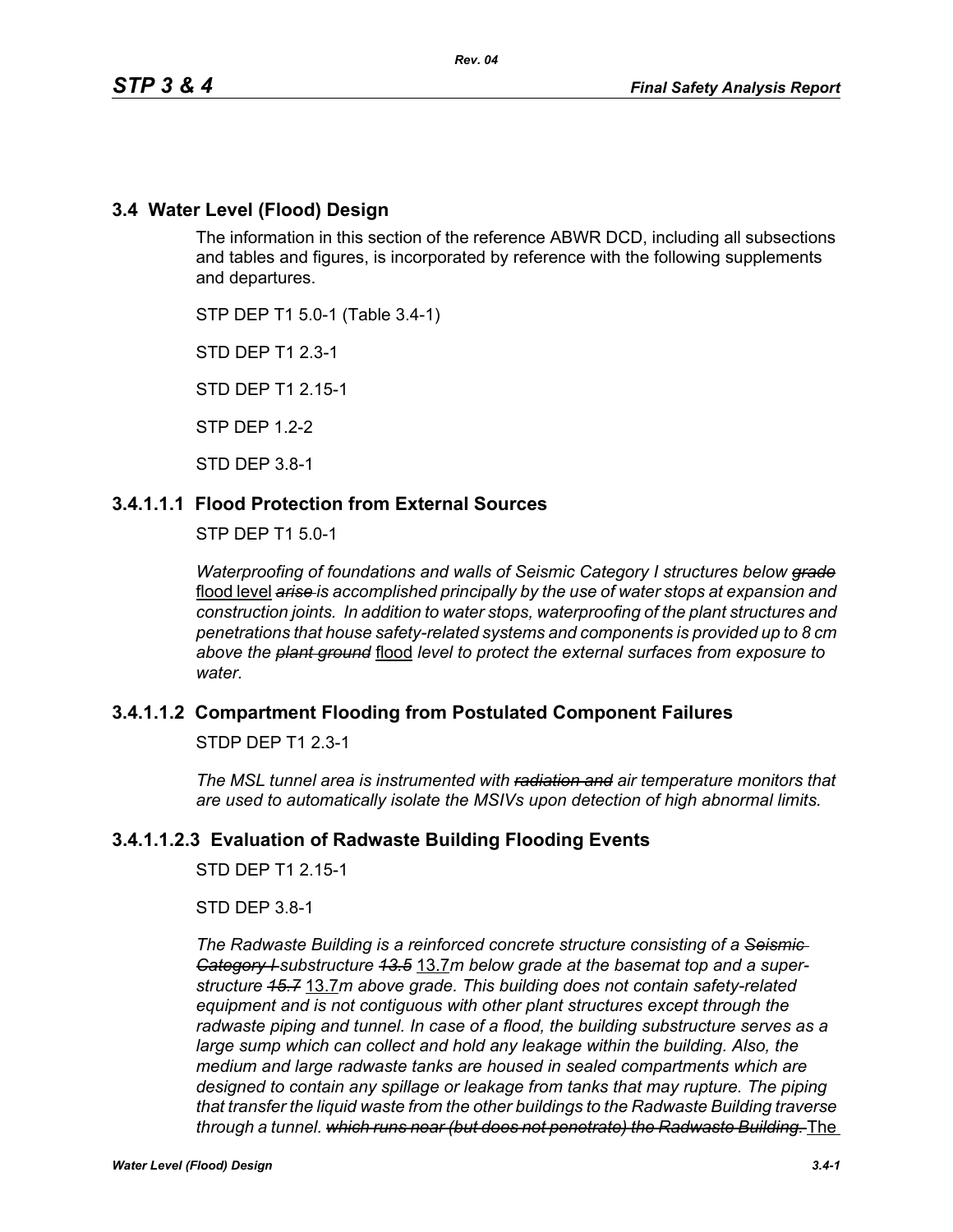## 3.4 Water Level (Flood) Design

The information in this section of the reference ABWR DCD, including all subsections and tables and figures, is incorporated by reference with the following supplements and departures.

STP DEP T1 5.0-1 (Table 3.4-1)

STD DEP T1 2.3-1

STD DEP T1 2.15-1

STP DEP 1.2-2

STD DEP 3.8-1

### 3.4.1.1.1 Flood Protection from External Sources

STP DEP T1 5.0-1

*Waterproofing of foundations and walls of Seismic Category I structures below* ~~*grade*~~ flood level ~~*arise*~~ *is accomplished principally by the use of water stops at expansion and construction joints. In addition to water stops, waterproofing of the plant structures and penetrations that house safety-related systems and components is provided up to 8 cm above the* ~~*plant ground*~~ flood *level to protect the external surfaces from exposure to water.*

### 3.4.1.1.2 Compartment Flooding from Postulated Component Failures

STDP DEP T1 2.3-1

*The MSL tunnel area is instrumented with* ~~*radiation and*~~ *air temperature monitors that are used to automatically isolate the MSIVs upon detection of high abnormal limits.*

### 3.4.1.1.2.3 Evaluation of Radwaste Building Flooding Events

STD DEP T1 2.15-1

STD DEP 3.8-1

*The Radwaste Building is a reinforced concrete structure consisting of a* ~~*Seismic Category I*~~ *substructure* ~~*13.5*~~ 13.7*m below grade at the basemat top and a super-structure* ~~*15.7*~~ 13.7*m above grade. This building does not contain safety-related equipment and is not contiguous with other plant structures except through the radwaste piping and tunnel. In case of a flood, the building substructure serves as a large sump which can collect and hold any leakage within the building. Also, the medium and large radwaste tanks are housed in sealed compartments which are designed to contain any spillage or leakage from tanks that may rupture. The piping that transfer the liquid waste from the other buildings to the Radwaste Building traverse through a tunnel.* ~~*which runs near (but does not penetrate) the Radwaste Building.*~~ The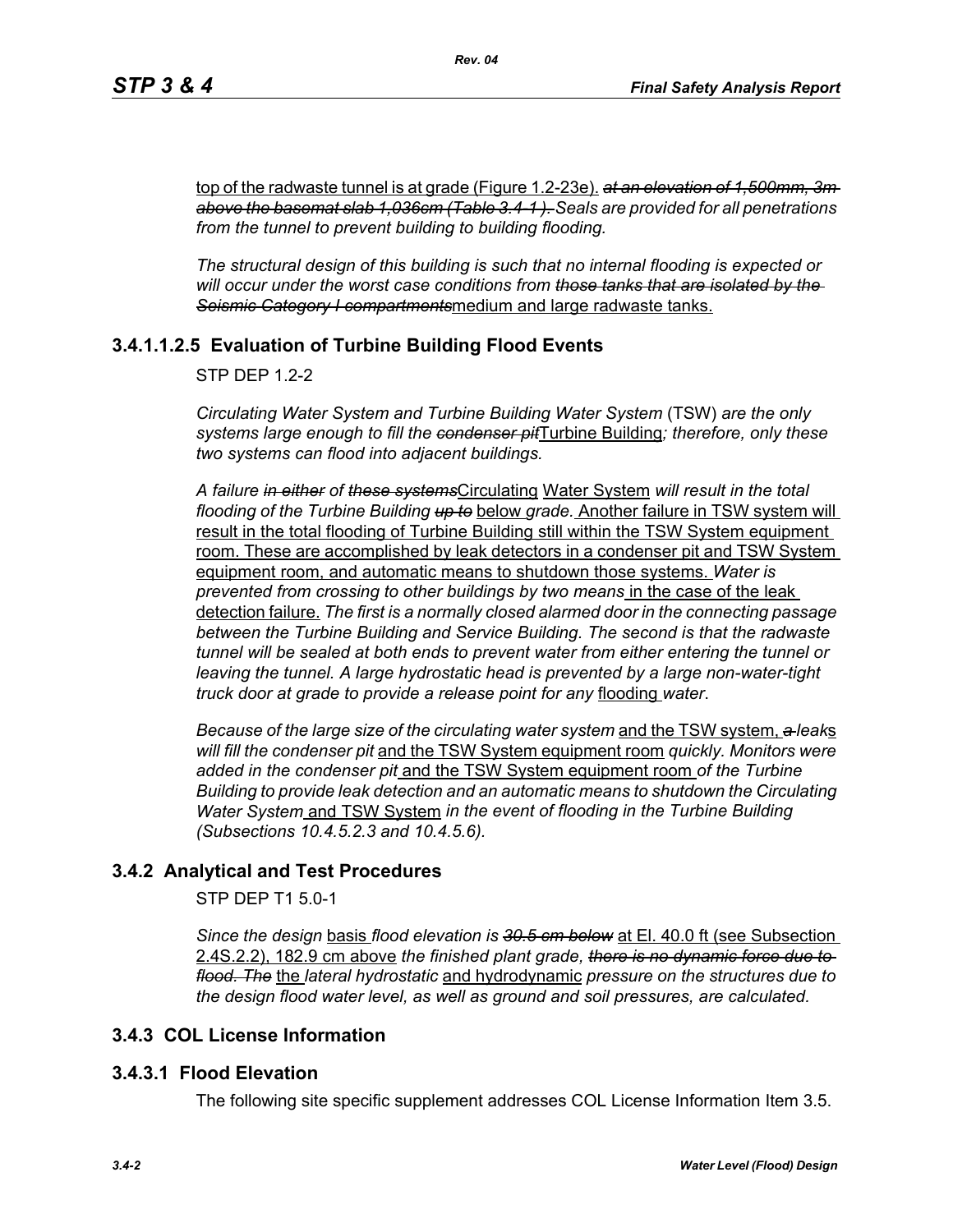top of the radwaste tunnel is at grade (Figure 1.2-23e). ~~*at an elevation of 1,500mm, 3m above the basemat slab 1,036cm (Table 3.4-1 ).*~~ *Seals are provided for all penetrations from the tunnel to prevent building to building flooding.*

*The structural design of this building is such that no internal flooding is expected or will occur under the worst case conditions from* ~~*those tanks that are isolated by the Seismic Category I compartments*~~medium and large radwaste tanks.

### 3.4.1.1.2.5 Evaluation of Turbine Building Flood Events

STP DEP 1.2-2

*Circulating Water System and Turbine Building Water System* (TSW) *are the only systems large enough to fill the* ~~*condenser pit*~~Turbine Building*; therefore, only these two systems can flood into adjacent buildings.*

*A failure* ~~*in either*~~ *of* ~~*these systems*~~Circulating Water System *will result in the total flooding of the Turbine Building* ~~*up to*~~ below *grade.* Another failure in TSW system will result in the total flooding of Turbine Building still within the TSW System equipment room. These are accomplished by leak detectors in a condenser pit and TSW System equipment room, and automatic means to shutdown those systems. *Water is prevented from crossing to other buildings by two means* in the case of the leak detection failure. *The first is a normally closed alarmed door in the connecting passage between the Turbine Building and Service Building. The second is that the radwaste tunnel will be sealed at both ends to prevent water from either entering the tunnel or leaving the tunnel. A large hydrostatic head is prevented by a large non-water-tight truck door at grade to provide a release point for any* flooding *water.*

*Because of the large size of the circulating water system* and the TSW system, ~~*a*~~ *leak*s *will fill the condenser pit* and the TSW System equipment room *quickly. Monitors were added in the condenser pit* and the TSW System equipment room *of the Turbine Building to provide leak detection and an automatic means to shutdown the Circulating Water System* and TSW System *in the event of flooding in the Turbine Building (Subsections 10.4.5.2.3 and 10.4.5.6).*

## 3.4.2 Analytical and Test Procedures

STP DEP T1 5.0-1

*Since the design* basis *flood elevation is* ~~*30.5 cm below*~~ at El. 40.0 ft (see Subsection 2.4S.2.2), 182.9 cm above *the finished plant grade,* ~~*there is no dynamic force due to flood. The*~~ the *lateral hydrostatic* and hydrodynamic *pressure on the structures due to the design flood water level, as well as ground and soil pressures, are calculated.*

## 3.4.3 COL License Information

### 3.4.3.1 Flood Elevation

The following site specific supplement addresses COL License Information Item 3.5.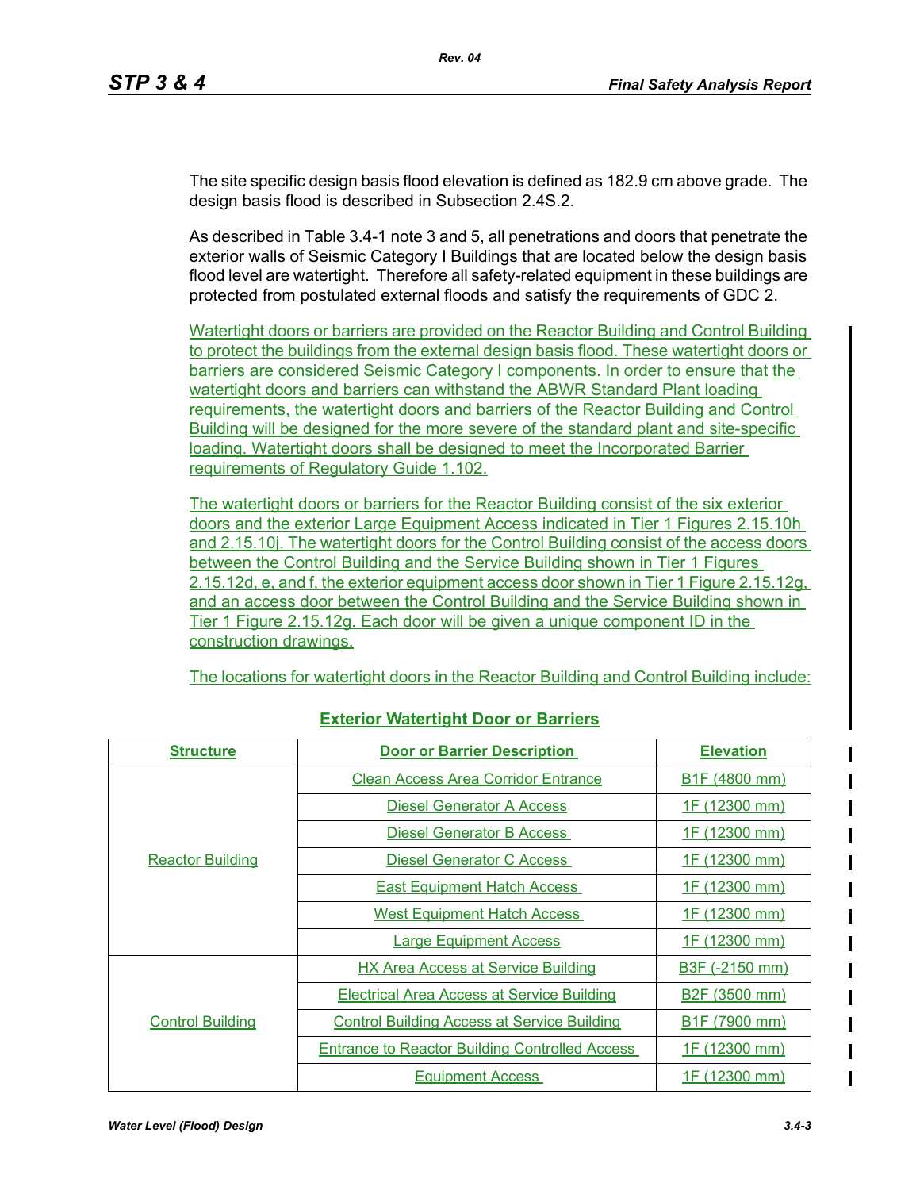The site specific design basis flood elevation is defined as 182.9 cm above grade. The design basis flood is described in Subsection 2.4S.2.

As described in Table 3.4-1 note 3 and 5, all penetrations and doors that penetrate the exterior walls of Seismic Category I Buildings that are located below the design basis flood level are watertight. Therefore all safety-related equipment in these buildings are protected from postulated external floods and satisfy the requirements of GDC 2.

Watertight doors or barriers are provided on the Reactor Building and Control Building to protect the buildings from the external design basis flood. These watertight doors or barriers are considered Seismic Category I components. In order to ensure that the watertight doors and barriers can withstand the ABWR Standard Plant loading requirements, the watertight doors and barriers of the Reactor Building and Control Building will be designed for the more severe of the standard plant and site-specific loading. Watertight doors shall be designed to meet the Incorporated Barrier requirements of Regulatory Guide 1.102.

The watertight doors or barriers for the Reactor Building consist of the six exterior doors and the exterior Large Equipment Access indicated in Tier 1 Figures 2.15.10h and 2.15.10j. The watertight doors for the Control Building consist of the access doors between the Control Building and the Service Building shown in Tier 1 Figures 2.15.12d, e, and f, the exterior equipment access door shown in Tier 1 Figure 2.15.12g, and an access door between the Control Building and the Service Building shown in Tier 1 Figure 2.15.12g. Each door will be given a unique component ID in the construction drawings.

The locations for watertight doors in the Reactor Building and Control Building include:

**Exterior Watertight Door or Barriers**

| Structure | Door or Barrier Description | Elevation |
|---|---|---|
| Reactor Building | Clean Access Area Corridor Entrance | B1F (4800 mm) |
| | Diesel Generator A Access | 1F (12300 mm) |
| | Diesel Generator B Access | 1F (12300 mm) |
| | Diesel Generator C Access | 1F (12300 mm) |
| | East Equipment Hatch Access | 1F (12300 mm) |
| | West Equipment Hatch Access | 1F (12300 mm) |
| | Large Equipment Access | 1F (12300 mm) |
| Control Building | HX Area Access at Service Building | B3F (-2150 mm) |
| | Electrical Area Access at Service Building | B2F (3500 mm) |
| | Control Building Access at Service Building | B1F (7900 mm) |
| | Entrance to Reactor Building Controlled Access | 1F (12300 mm) |
| | Equipment Access | 1F (12300 mm) |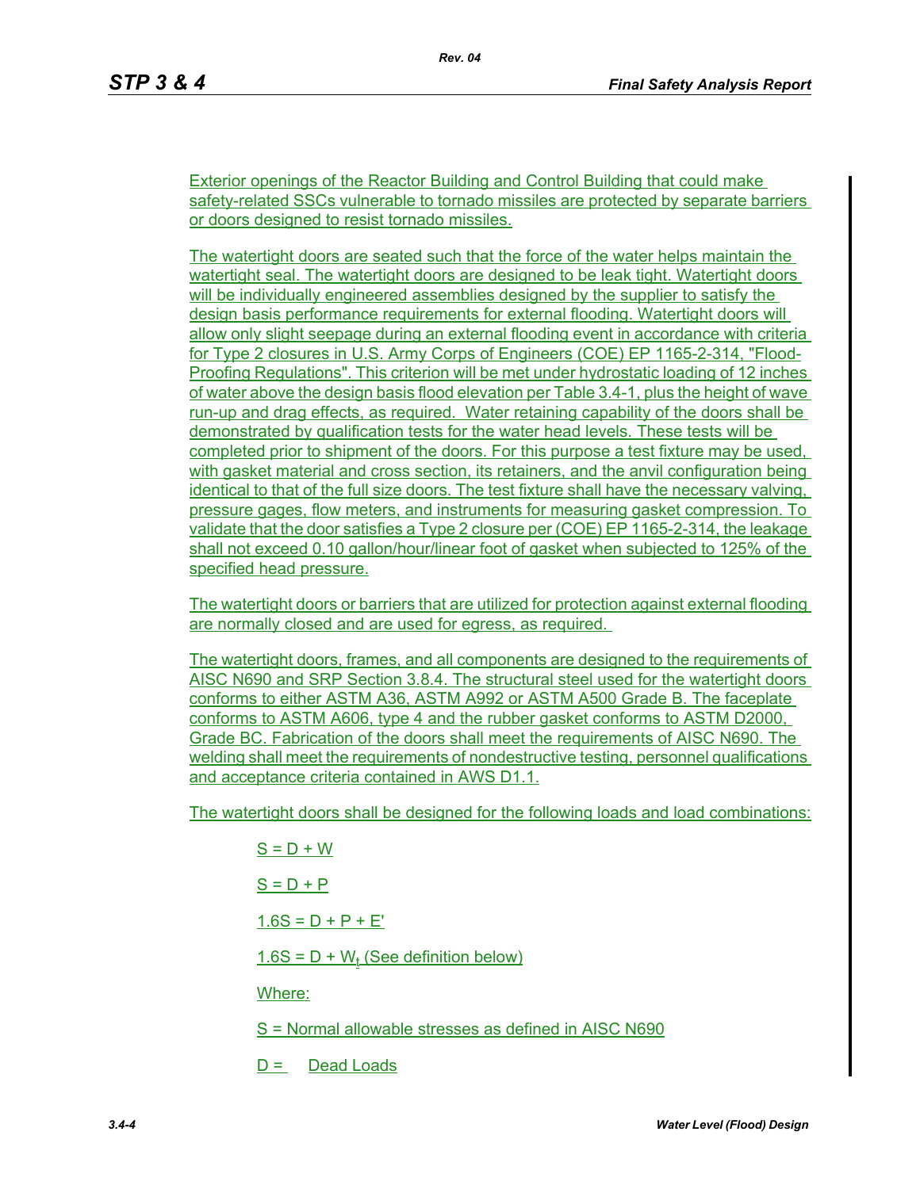Exterior openings of the Reactor Building and Control Building that could make safety-related SSCs vulnerable to tornado missiles are protected by separate barriers or doors designed to resist tornado missiles.

The watertight doors are seated such that the force of the water helps maintain the watertight seal. The watertight doors are designed to be leak tight. Watertight doors will be individually engineered assemblies designed by the supplier to satisfy the design basis performance requirements for external flooding. Watertight doors will allow only slight seepage during an external flooding event in accordance with criteria for Type 2 closures in U.S. Army Corps of Engineers (COE) EP 1165-2-314, "Flood-Proofing Regulations". This criterion will be met under hydrostatic loading of 12 inches of water above the design basis flood elevation per Table 3.4-1, plus the height of wave run-up and drag effects, as required. Water retaining capability of the doors shall be demonstrated by qualification tests for the water head levels. These tests will be completed prior to shipment of the doors. For this purpose a test fixture may be used, with gasket material and cross section, its retainers, and the anvil configuration being identical to that of the full size doors. The test fixture shall have the necessary valving, pressure gages, flow meters, and instruments for measuring gasket compression. To validate that the door satisfies a Type 2 closure per (COE) EP 1165-2-314, the leakage shall not exceed 0.10 gallon/hour/linear foot of gasket when subjected to 125% of the specified head pressure.

The watertight doors or barriers that are utilized for protection against external flooding are normally closed and are used for egress, as required.

The watertight doors, frames, and all components are designed to the requirements of AISC N690 and SRP Section 3.8.4. The structural steel used for the watertight doors conforms to either ASTM A36, ASTM A992 or ASTM A500 Grade B. The faceplate conforms to ASTM A606, type 4 and the rubber gasket conforms to ASTM D2000, Grade BC. Fabrication of the doors shall meet the requirements of AISC N690. The welding shall meet the requirements of nondestructive testing, personnel qualifications and acceptance criteria contained in AWS D1.1.

The watertight doors shall be designed for the following loads and load combinations:

$S = D + W$

$S = D + P$

$1.6S = D + P + E'$

$1.6S = D + W_t$ (See definition below)

Where:

S = Normal allowable stresses as defined in AISC N690

D = Dead Loads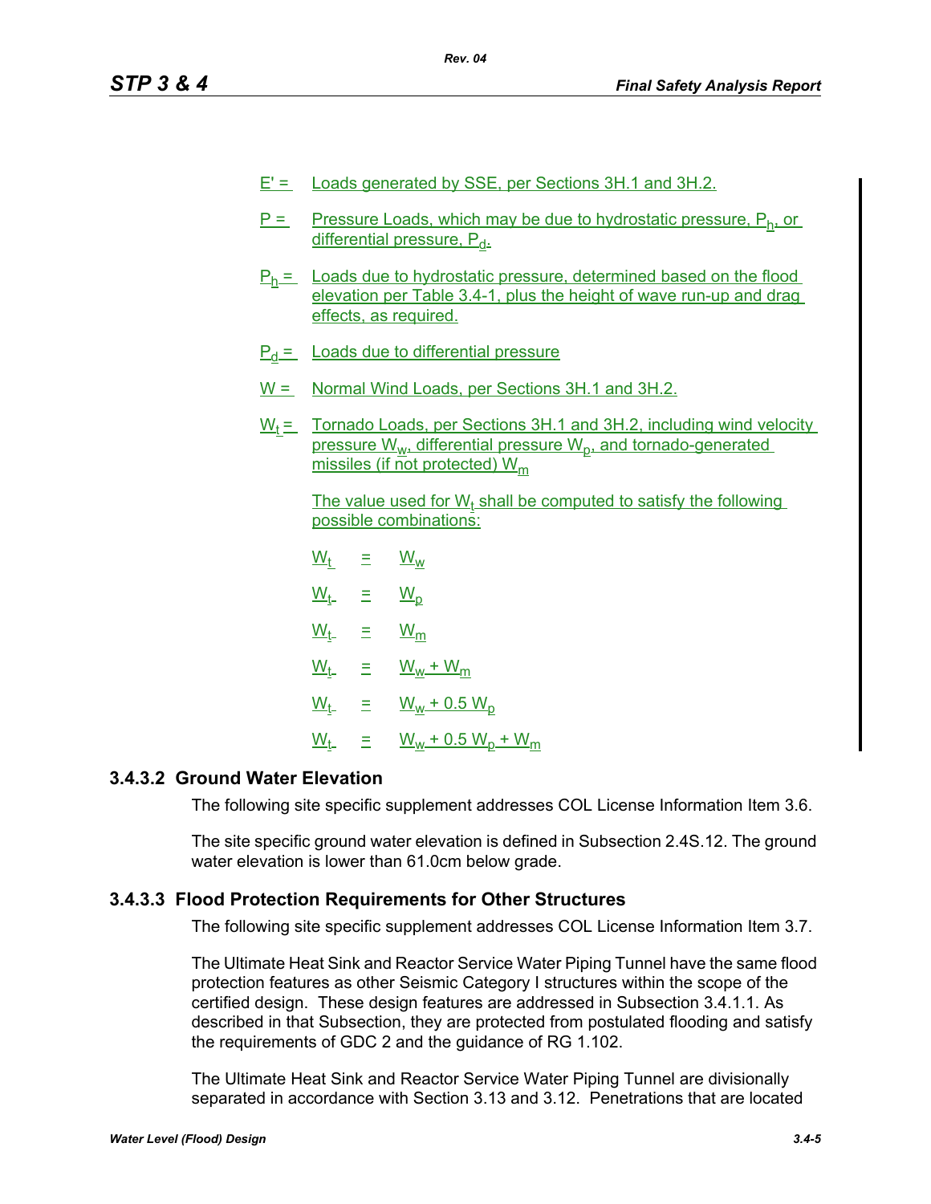E' = Loads generated by SSE, per Sections 3H.1 and 3H.2.

P = Pressure Loads, which may be due to hydrostatic pressure, $P_h$, or differential pressure, $P_d$.

$P_h$ = Loads due to hydrostatic pressure, determined based on the flood elevation per Table 3.4-1, plus the height of wave run-up and drag effects, as required.

$P_d$ = Loads due to differential pressure

W = Normal Wind Loads, per Sections 3H.1 and 3H.2.

$W_t$ = Tornado Loads, per Sections 3H.1 and 3H.2, including wind velocity pressure $W_w$, differential pressure $W_p$, and tornado-generated missiles (if not protected) $W_m$

The value used for $W_t$ shall be computed to satisfy the following possible combinations:

$$W_t = W_w$$

$$W_t = W_p$$

$$W_t = W_m$$

$$W_t = W_w + W_m$$

$$W_t = W_w + 0.5\ W_p$$

$$W_t = W_w + 0.5\ W_p + W_m$$

### 3.4.3.2 Ground Water Elevation

The following site specific supplement addresses COL License Information Item 3.6.

The site specific ground water elevation is defined in Subsection 2.4S.12. The ground water elevation is lower than 61.0cm below grade.

### 3.4.3.3 Flood Protection Requirements for Other Structures

The following site specific supplement addresses COL License Information Item 3.7.

The Ultimate Heat Sink and Reactor Service Water Piping Tunnel have the same flood protection features as other Seismic Category I structures within the scope of the certified design. These design features are addressed in Subsection 3.4.1.1. As described in that Subsection, they are protected from postulated flooding and satisfy the requirements of GDC 2 and the guidance of RG 1.102.

The Ultimate Heat Sink and Reactor Service Water Piping Tunnel are divisionally separated in accordance with Section 3.13 and 3.12. Penetrations that are located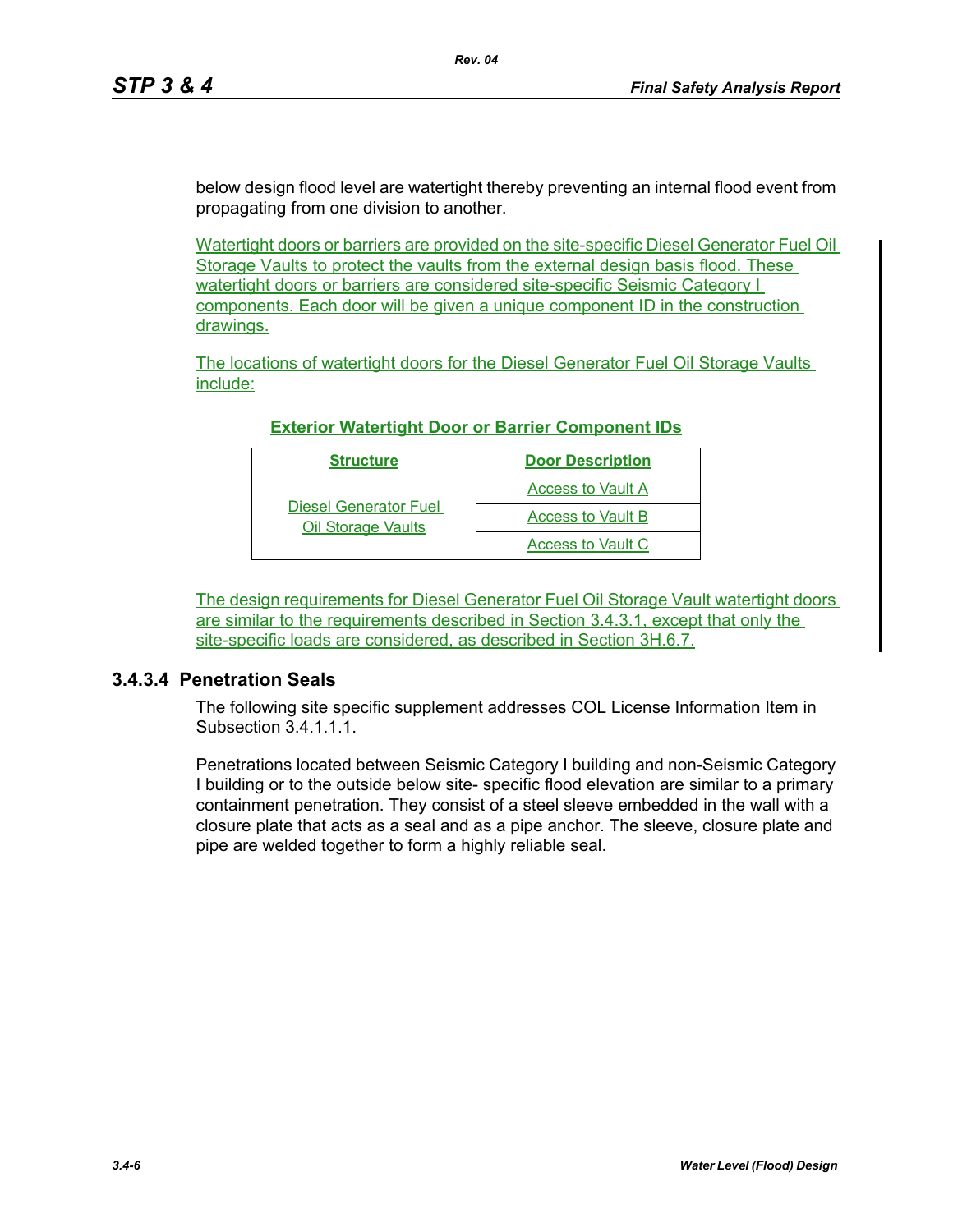below design flood level are watertight thereby preventing an internal flood event from propagating from one division to another.

Watertight doors or barriers are provided on the site-specific Diesel Generator Fuel Oil Storage Vaults to protect the vaults from the external design basis flood. These watertight doors or barriers are considered site-specific Seismic Category I components. Each door will be given a unique component ID in the construction drawings.

The locations of watertight doors for the Diesel Generator Fuel Oil Storage Vaults include:

**Exterior Watertight Door or Barrier Component IDs**

| **Structure** | **Door Description** |
|---|---|
| Diesel Generator Fuel Oil Storage Vaults | Access to Vault A |
| | Access to Vault B |
| | Access to Vault C |

The design requirements for Diesel Generator Fuel Oil Storage Vault watertight doors are similar to the requirements described in Section 3.4.3.1, except that only the site-specific loads are considered, as described in Section 3H.6.7.

### 3.4.3.4 Penetration Seals

The following site specific supplement addresses COL License Information Item in Subsection 3.4.1.1.1.

Penetrations located between Seismic Category I building and non-Seismic Category I building or to the outside below site- specific flood elevation are similar to a primary containment penetration. They consist of a steel sleeve embedded in the wall with a closure plate that acts as a seal and as a pipe anchor. The sleeve, closure plate and pipe are welded together to form a highly reliable seal.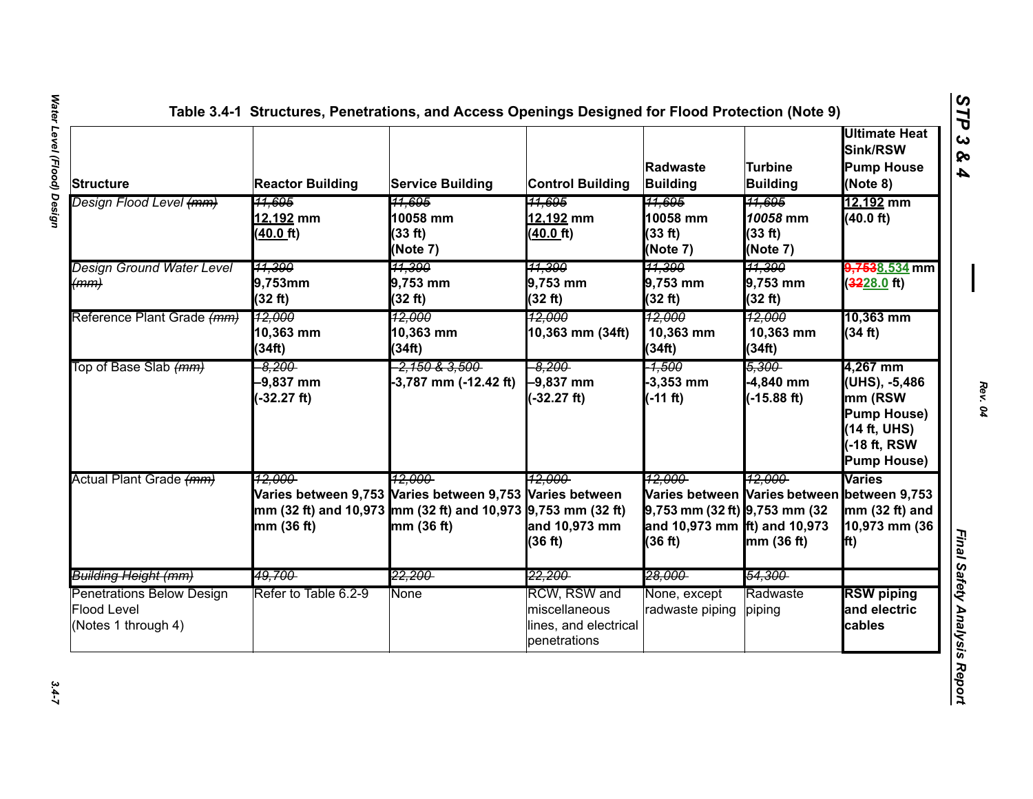# Table 3.4-1 Structures, Penetrations, and Access Openings Designed for Flood Protection (Note 9)

| Structure | Reactor Building | Service Building | Control Building | Radwaste Building | Turbine Building | Ultimate Heat Sink/RSW Pump House (Note 8) |
|---|---|---|---|---|---|---|
| *Design Flood Level ~~(mm)~~* | ~~11,695~~ 12,192 mm (40.0 ft) | ~~11,695~~ 10058 mm (33 ft) (Note 7) | ~~11,695~~ 12,192 mm (40.0 ft) | ~~11,695~~ 10058 mm (33 ft) (Note 7) | ~~11,695~~ 10058 mm (33 ft) (Note 7) | 12,192 mm (40.0 ft) |
| *Design Ground Water Level ~~(mm)~~* | ~~11,390~~ 9,753mm (32 ft) | ~~11,390~~ 9,753 mm (32 ft) | ~~11,390~~ 9,753 mm (32 ft) | ~~11,390~~ 9,753 mm (32 ft) | ~~11,390~~ 9,753 mm (32 ft) | ~~9,753~~8,534 mm (~~32~~28.0 ft) |
| Reference Plant Grade ~~(mm)~~ | ~~12,000~~ 10,363 mm (34ft) | ~~12,000~~ 10,363 mm (34ft) | ~~12,000~~ 10,363 mm (34ft) | ~~12,000~~ 10,363 mm (34ft) | ~~12,000~~ 10,363 mm (34ft) | 10,363 mm (34 ft) |
| Top of Base Slab ~~(mm)~~ | ~~-8,200~~ –9,837 mm (-32.27 ft) | ~~-2,150 & 3,500~~ -3,787 mm (-12.42 ft) | ~~-8,200~~ –9,837 mm (-32.27 ft) | ~~-1,500~~ -3,353 mm (-11 ft) | ~~5,300~~ -4,840 mm (-15.88 ft) | 4,267 mm (UHS), -5,486 mm (RSW Pump House) (14 ft, UHS) (-18 ft, RSW Pump House) |
| Actual Plant Grade ~~(mm)~~ | ~~12,000~~ Varies between 9,753 mm (32 ft) and 10,973 mm (36 ft) | ~~12,000~~ Varies between 9,753 mm (32 ft) and 10,973 mm (36 ft) | ~~12,000~~ Varies between 9,753 mm (32 ft) and 10,973 mm (36 ft) | ~~12,000~~ Varies between 9,753 mm (32 ft) and 10,973 mm (36 ft) | ~~12,000~~ Varies between 9,753 mm (32 ft) and 10,973 mm (36 ft) | Varies between 9,753 mm (32 ft) and 10,973 mm (36 ft) |
| ~~Building Height (mm)~~ | ~~49,700~~ | ~~22,200~~ | ~~22,200~~ | ~~28,000~~ | ~~54,300~~ | |
| Penetrations Below Design Flood Level (Notes 1 through 4) | Refer to Table 6.2-9 | None | RCW, RSW and miscellaneous lines, and electrical penetrations | None, except radwaste piping | Radwaste piping | RSW piping and electric cables |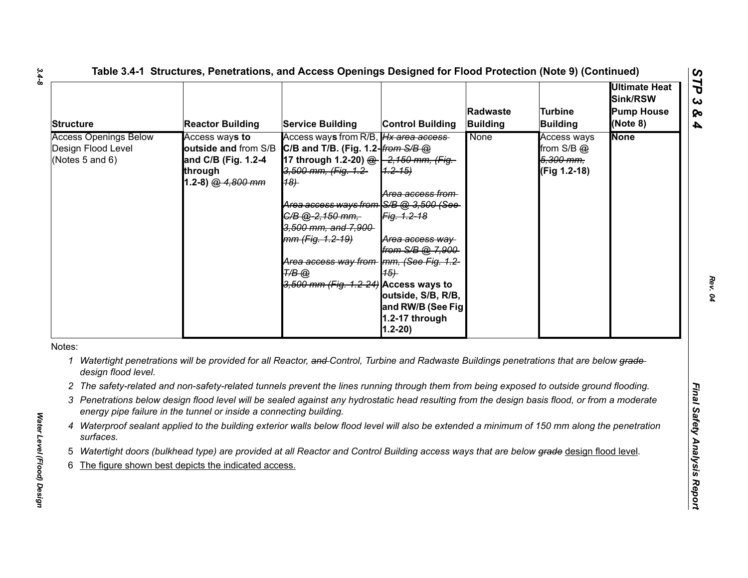**Table 3.4-1 Structures, Penetrations, and Access Openings Designed for Flood Protection (Note 9) (Continued)**

| Structure | Reactor Building | Service Building | Control Building | Radwaste Building | Turbine Building | Ultimate Heat Sink/RSW Pump House (Note 8) |
|---|---|---|---|---|---|---|
| Access Openings Below Design Flood Level (Notes 5 and 6) | Access way**s to outside and** from S/B **and C/B (Fig. 1.2-4 through 1.2-8)** @ ~~*4,800 mm*~~ | Access way**s** from R/B, **C/B and T/B. (Fig. 1.2-17 through 1.2-20)** ~~*@ 3,500 mm, (Fig. 1.2-18)*~~ ~~*Area access ways from C/B @ 2,150 mm, 3,500 mm, and 7,900 mm (Fig. 1.2-19)*~~ ~~*Area access way from T/B @ 3,500 mm (Fig. 1.2-24)*~~ | ~~*Hx area access from S/B @ 2,150 mm, (Fig. 1.2-15)*~~ ~~*Area access from S/B @ 3,500 (See Fig. 1.2-18*~~ ~~*Area access way from S/B @ 7,900 mm, (See Fig. 1.2-15)*~~ **Access ways to outside, S/B, R/B, and RW/B (See Fig 1.2-17 through 1.2-20)** | None | Access ways from S/B ~~*@ 5,300 mm,*~~ **(Fig 1.2-18)** | **None** |

Notes:

1. *Watertight penetrations will be provided for all Reactor, ~~and~~ Control, Turbine and Radwaste Buildings penetrations that are below ~~grade~~ design flood level.*
2. *The safety-related and non-safety-related tunnels prevent the lines running through them from being exposed to outside ground flooding.*
3. *Penetrations below design flood level will be sealed against any hydrostatic head resulting from the design basis flood, or from a moderate energy pipe failure in the tunnel or inside a connecting building.*
4. *Waterproof sealant applied to the building exterior walls below flood level will also be extended a minimum of 150 mm along the penetration surfaces.*
5. *Watertight doors (bulkhead type) are provided at all Reactor and Control Building access ways that are below ~~grade~~ design flood level.*
6. The figure shown best depicts the indicated access.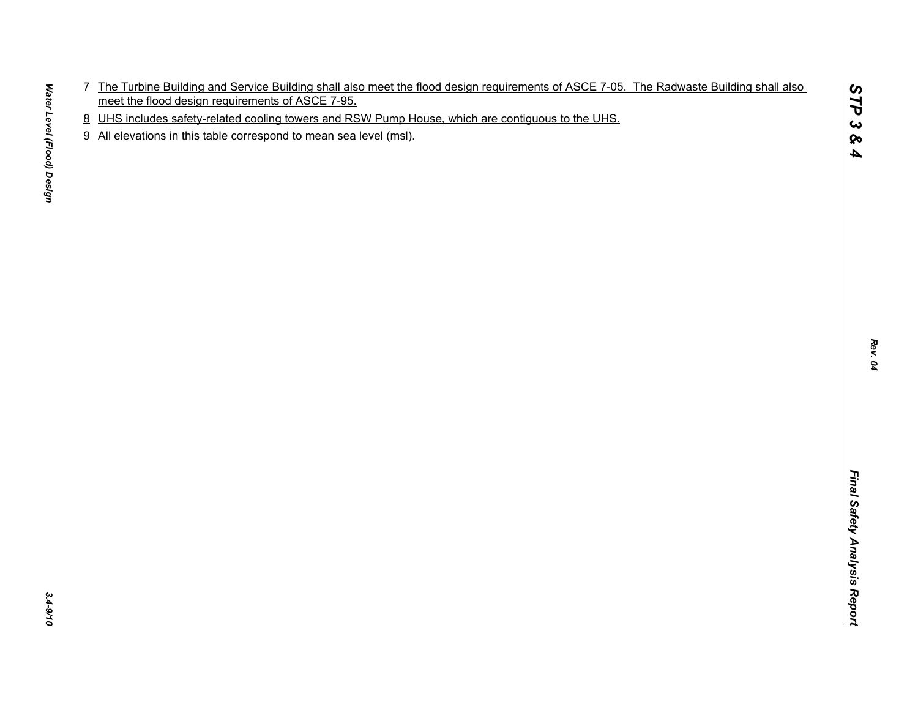7 The Turbine Building and Service Building shall also meet the flood design requirements of ASCE 7-05. The Radwaste Building shall also meet the flood design requirements of ASCE 7-95.

8 UHS includes safety-related cooling towers and RSW Pump House, which are contiguous to the UHS.

9 All elevations in this table correspond to mean sea level (msl).